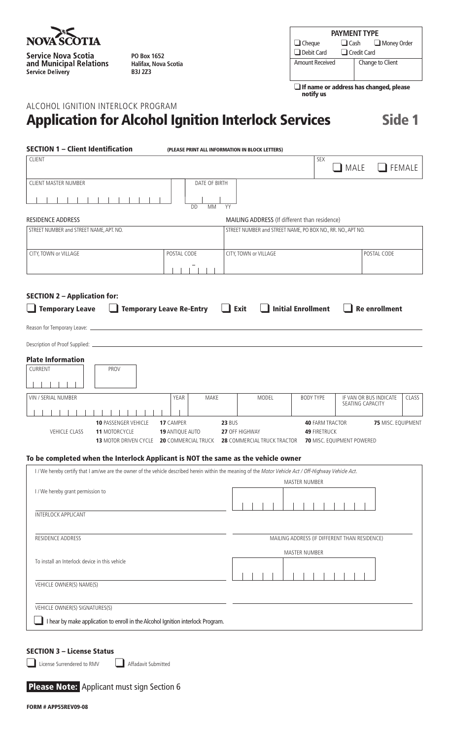**NOVA SCOTIA**

**Service Nova Scotia and Municipal Relations**
**Service Delivery**

**PO Box 1652**
**Halifax, Nova Scotia**
**B3J 2Z3**

| PAYMENT TYPE | | |
|---|---|---|
| ☐ Cheque | ☐ Cash | ☐ Money Order |
| ☐ Debit Card | ☐ Credit Card | |
| Amount Received | Change to Client | |

☐ **If name or address has changed, please notify us**

ALCOHOL IGNITION INTERLOCK PROGRAM

# Application for Alcohol Ignition Interlock Services

**Side 1**

## SECTION 1 – Client Identification

(PLEASE PRINT ALL INFORMATION IN BLOCK LETTERS)

| CLIENT | | SEX ☐ MALE ☐ FEMALE |
|---|---|---|
| CLIENT MASTER NUMBER | DATE OF BIRTH (DD MM YY) | |

RESIDENCE ADDRESS

| STREET NUMBER and STREET NAME, APT. NO. | |
|---|---|
| CITY, TOWN or VILLAGE | POSTAL CODE |

MAILING ADDRESS (If different than residence)

| STREET NUMBER and STREET NAME, PO BOX NO., RR. NO., APT NO. | |
|---|---|
| CITY, TOWN or VILLAGE | POSTAL CODE |

## SECTION 2 – Application for:

☐ **Temporary Leave** ☐ **Temporary Leave Re-Entry** ☐ **Exit** ☐ **Initial Enrollment** ☐ **Re enrollment**

Reason for Temporary Leave: \_\_\_\_\_\_\_\_\_\_\_\_\_\_\_\_\_\_\_\_

Description of Proof Supplied: \_\_\_\_\_\_\_\_\_\_\_\_\_\_\_\_\_\_\_\_

### Plate Information

| CURRENT | PROV |
|---|---|
| | |

| VIN / SERIAL NUMBER | YEAR | MAKE | MODEL | BODY TYPE | IF VAN OR BUS INDICATE SEATING CAPACITY | CLASS |
|---|---|---|---|---|---|---|
| | | | | | | |

VEHICLE CLASS

| | | | | |
|---|---|---|---|---|
| **10** PASSENGER VEHICLE | **17** CAMPER | **23** BUS | **40** FARM TRACTOR | **75** MISC. EQUIPMENT |
| **11** MOTORCYCLE | **19** ANTIQUE AUTO | **27** OFF HIGHWAY | **49** FIRETRUCK | |
| **13** MOTOR DRIVEN CYCLE | **20** COMMERCIAL TRUCK | **28** COMMERCIAL TRUCK TRACTOR | **70** MISC. EQUIPMENT POWERED | |

### To be completed when the Interlock Applicant is NOT the same as the vehicle owner

I / We hereby certify that I am/we are the owner of the vehicle described herein within the meaning of the *Motor Vehicle Act / Off-Highway Vehicle Act*.

I / We hereby grant permission to \_\_\_\_\_\_\_\_\_\_\_\_\_\_\_\_\_\_\_\_ MASTER NUMBER \_\_\_\_\_\_\_\_\_\_\_\_\_\_\_\_\_\_\_\_

INTERLOCK APPLICANT

RESIDENCE ADDRESS \_\_\_\_\_\_\_\_\_\_\_\_\_\_\_\_\_\_\_\_ MAILING ADDRESS (IF DIFFERENT THAN RESIDENCE) \_\_\_\_\_\_\_\_\_\_\_\_\_\_\_\_\_\_\_\_

To install an Interlock device in this vehicle \_\_\_\_\_\_\_\_\_\_\_\_\_\_\_\_\_\_\_\_ MASTER NUMBER \_\_\_\_\_\_\_\_\_\_\_\_\_\_\_\_\_\_\_\_

VEHICLE OWNER(S) NAME(S)

VEHICLE OWNER(S) SIGNATURES(S)

☐ I hear by make application to enroll in the Alcohol Ignition interlock Program.

## SECTION 3 – License Status

☐ License Surrendered to RMV ☐ Affadavit Submitted

**Please Note:** Applicant must sign Section 6

**FORM # APP55REV09-08**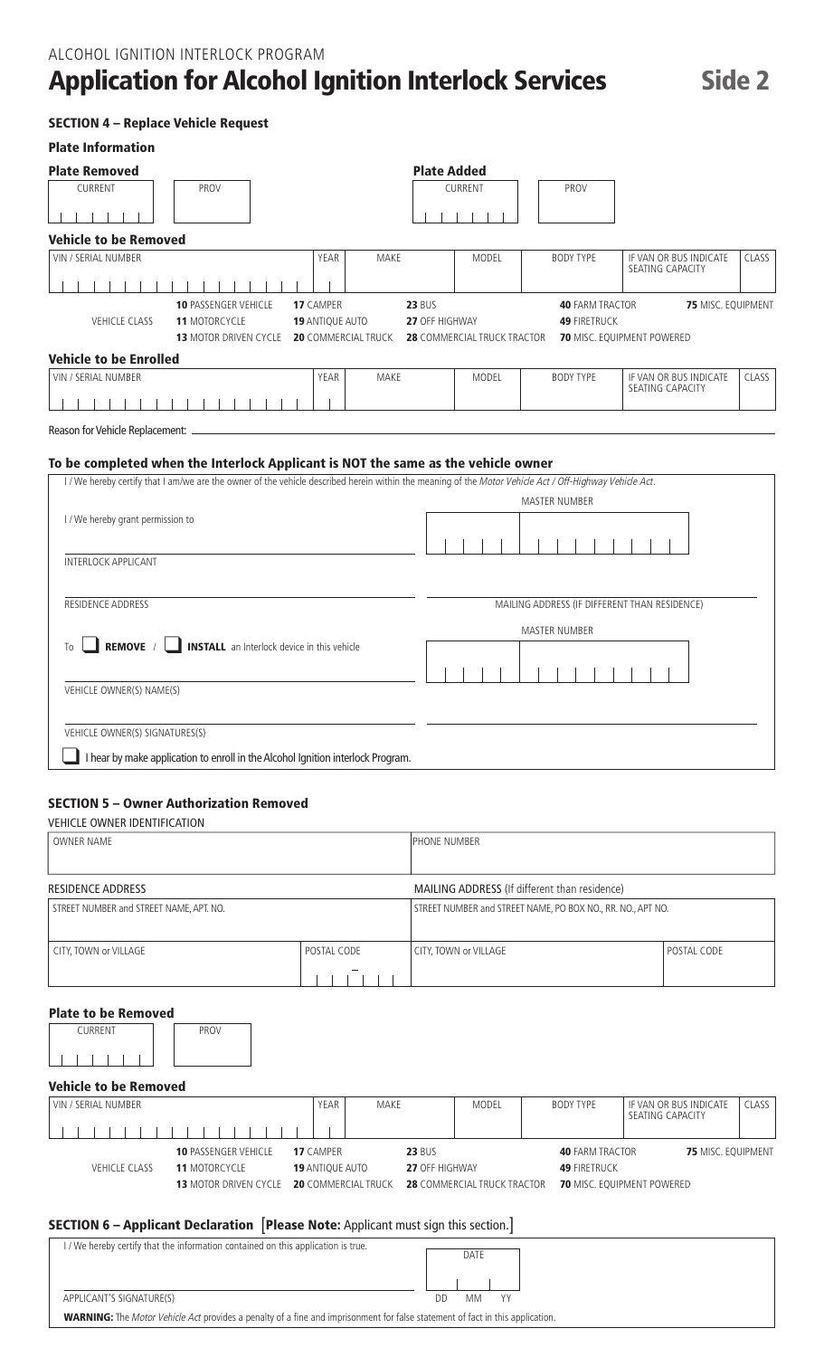ALCOHOL IGNITION INTERLOCK PROGRAM

# Application for Alcohol Ignition Interlock Services

**Side 2**

## SECTION 4 – Replace Vehicle Request

### Plate Information

**Plate Removed**

| CURRENT | PROV |
|---|---|
| | |

**Plate Added**

| CURRENT | PROV |
|---|---|
| | |

### Vehicle to be Removed

| VIN / SERIAL NUMBER | YEAR | MAKE | MODEL | BODY TYPE | IF VAN OR BUS INDICATE SEATING CAPACITY | CLASS |
|---|---|---|---|---|---|---|
| | | | | | | |

VEHICLE CLASS

| | | | | |
|---|---|---|---|---|
| **10** PASSENGER VEHICLE | **17** CAMPER | **23** BUS | **40** FARM TRACTOR | **75** MISC. EQUIPMENT |
| **11** MOTORCYCLE | **19** ANTIQUE AUTO | **27** OFF HIGHWAY | **49** FIRETRUCK | |
| **13** MOTOR DRIVEN CYCLE | **20** COMMERCIAL TRUCK | **28** COMMERCIAL TRUCK TRACTOR | **70** MISC. EQUIPMENT POWERED | |

### Vehicle to be Enrolled

| VIN / SERIAL NUMBER | YEAR | MAKE | MODEL | BODY TYPE | IF VAN OR BUS INDICATE SEATING CAPACITY | CLASS |
|---|---|---|---|---|---|---|
| | | | | | | |

Reason for Vehicle Replacement: \_\_\_\_\_\_\_\_\_\_\_\_\_\_\_\_\_\_\_\_\_\_\_\_\_\_\_\_\_\_\_\_\_\_\_\_\_\_\_\_

### To be completed when the Interlock Applicant is NOT the same as the vehicle owner

I / We hereby certify that I am/we are the owner of the vehicle described herein within the meaning of the *Motor Vehicle Act / Off-Highway Vehicle Act*.

I / We hereby grant permission to

\_\_\_\_\_\_\_\_\_\_\_\_\_\_\_\_\_\_\_\_\_\_\_\_\_\_\_\_\_\_\_\_\_\_\_\_\_\_\_\_

INTERLOCK APPLICANT

MASTER NUMBER

\_\_\_\_\_\_\_\_\_\_\_\_\_\_\_\_\_\_\_\_\_\_\_\_\_\_\_\_\_\_\_\_\_\_\_\_\_\_\_\_

RESIDENCE ADDRESS

\_\_\_\_\_\_\_\_\_\_\_\_\_\_\_\_\_\_\_\_\_\_\_\_\_\_\_\_\_\_\_\_\_\_\_\_\_\_\_\_

MAILING ADDRESS (IF DIFFERENT THAN RESIDENCE)

To ☐ **REMOVE** / ☐ **INSTALL** an Interlock device in this vehicle

\_\_\_\_\_\_\_\_\_\_\_\_\_\_\_\_\_\_\_\_\_\_\_\_\_\_\_\_\_\_\_\_\_\_\_\_\_\_\_\_

VEHICLE OWNER(S) NAME(S)

MASTER NUMBER

\_\_\_\_\_\_\_\_\_\_\_\_\_\_\_\_\_\_\_\_\_\_\_\_\_\_\_\_\_\_\_\_\_\_\_\_\_\_\_\_

VEHICLE OWNER(S) SIGNATURES(S)

☐ I hear by make application to enroll in the Alcohol Ignition interlock Program.

## SECTION 5 – Owner Authorization Removed

VEHICLE OWNER IDENTIFICATION

| OWNER NAME | | PHONE NUMBER | |
|---|---|---|---|
| | | | |
| **RESIDENCE ADDRESS** | | **MAILING ADDRESS** (If different than residence) | |
| STREET NUMBER and STREET NAME, APT. NO. | | STREET NUMBER and STREET NAME, PO BOX NO., RR. NO., APT NO. | |
| | | | |
| CITY, TOWN or VILLAGE | POSTAL CODE | CITY, TOWN or VILLAGE | POSTAL CODE |
| | | | |

### Plate to be Removed

| CURRENT | PROV |
|---|---|
| | |

### Vehicle to be Removed

| VIN / SERIAL NUMBER | YEAR | MAKE | MODEL | BODY TYPE | IF VAN OR BUS INDICATE SEATING CAPACITY | CLASS |
|---|---|---|---|---|---|---|
| | | | | | | |

VEHICLE CLASS

| | | | | |
|---|---|---|---|---|
| **10** PASSENGER VEHICLE | **17** CAMPER | **23** BUS | **40** FARM TRACTOR | **75** MISC. EQUIPMENT |
| **11** MOTORCYCLE | **19** ANTIQUE AUTO | **27** OFF HIGHWAY | **49** FIRETRUCK | |
| **13** MOTOR DRIVEN CYCLE | **20** COMMERCIAL TRUCK | **28** COMMERCIAL TRUCK TRACTOR | **70** MISC. EQUIPMENT POWERED | |

## SECTION 6 – Applicant Declaration [Please Note: Applicant must sign this section.]

I / We hereby certify that the information contained on this application is true.

\_\_\_\_\_\_\_\_\_\_\_\_\_\_\_\_\_\_\_\_\_\_\_\_\_\_\_\_\_\_\_\_\_\_\_\_\_\_\_\_

APPLICANT'S SIGNATURE(S)

DATE

DD MM YY

**WARNING:** The *Motor Vehicle Act* provides a penalty of a fine and imprisonment for false statement of fact in this application.